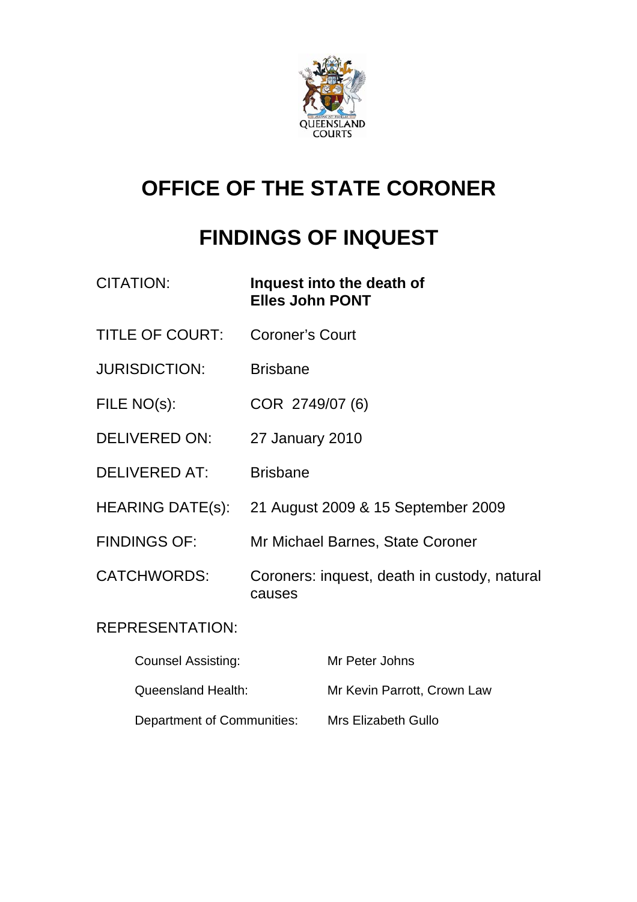# OFFICE OF THE STATE CORONER

# FINDINGS OF INQUEST

| | |
|---|---|
| CITATION: | **Inquest into the death of Elles John PONT** |
| TITLE OF COURT: | Coroner's Court |
| JURISDICTION: | Brisbane |
| FILE NO(s): | COR 2749/07 (6) |
| DELIVERED ON: | 27 January 2010 |
| DELIVERED AT: | Brisbane |
| HEARING DATE(s): | 21 August 2009 & 15 September 2009 |
| FINDINGS OF: | Mr Michael Barnes, State Coroner |
| CATCHWORDS: | Coroners: inquest, death in custody, natural causes |

REPRESENTATION:

| | |
|---|---|
| Counsel Assisting: | Mr Peter Johns |
| Queensland Health: | Mr Kevin Parrott, Crown Law |
| Department of Communities: | Mrs Elizabeth Gullo |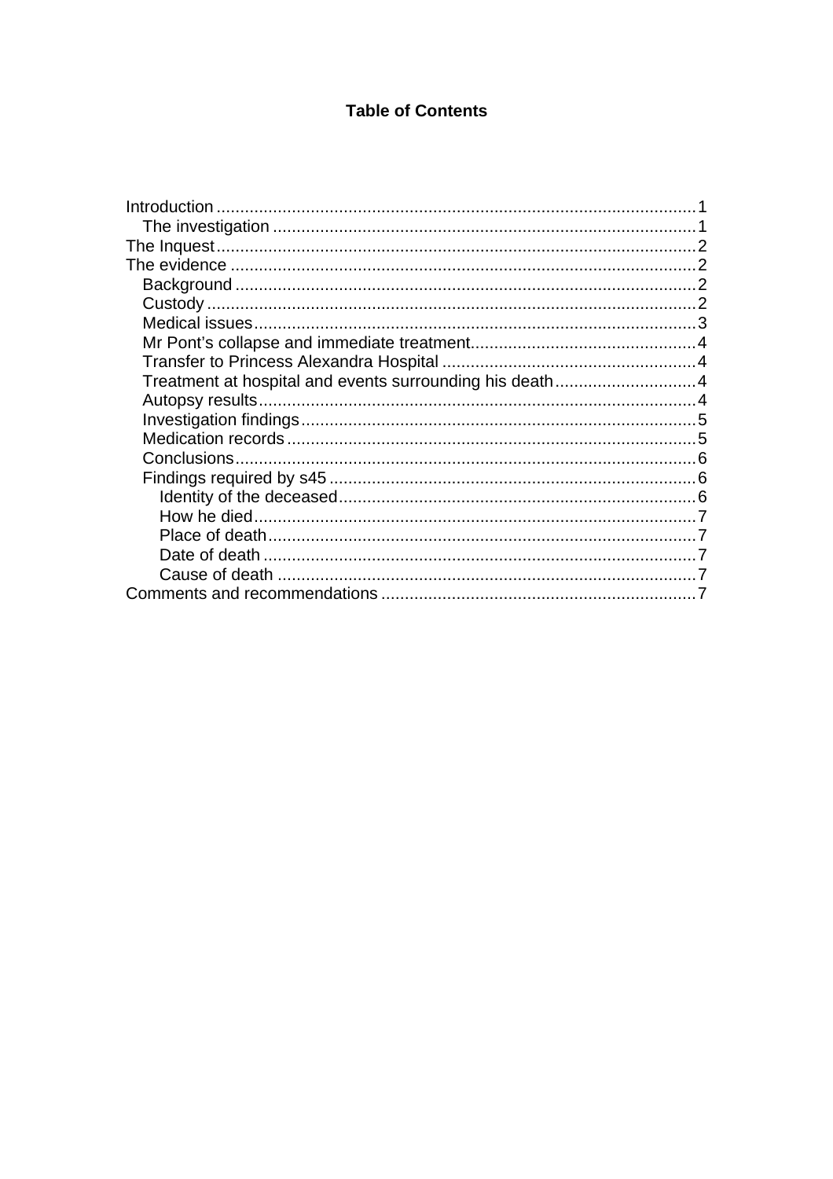# Table of Contents

- Introduction ..... 1
  - The investigation ..... 1
- The Inquest ..... 2
- The evidence ..... 2
  - Background ..... 2
  - Custody ..... 2
  - Medical issues ..... 3
  - Mr Pont's collapse and immediate treatment ..... 4
  - Transfer to Princess Alexandra Hospital ..... 4
  - Treatment at hospital and events surrounding his death ..... 4
  - Autopsy results ..... 4
  - Investigation findings ..... 5
  - Medication records ..... 5
  - Conclusions ..... 6
  - Findings required by s45 ..... 6
    - Identity of the deceased ..... 6
    - How he died ..... 7
    - Place of death ..... 7
    - Date of death ..... 7
    - Cause of death ..... 7
- Comments and recommendations ..... 7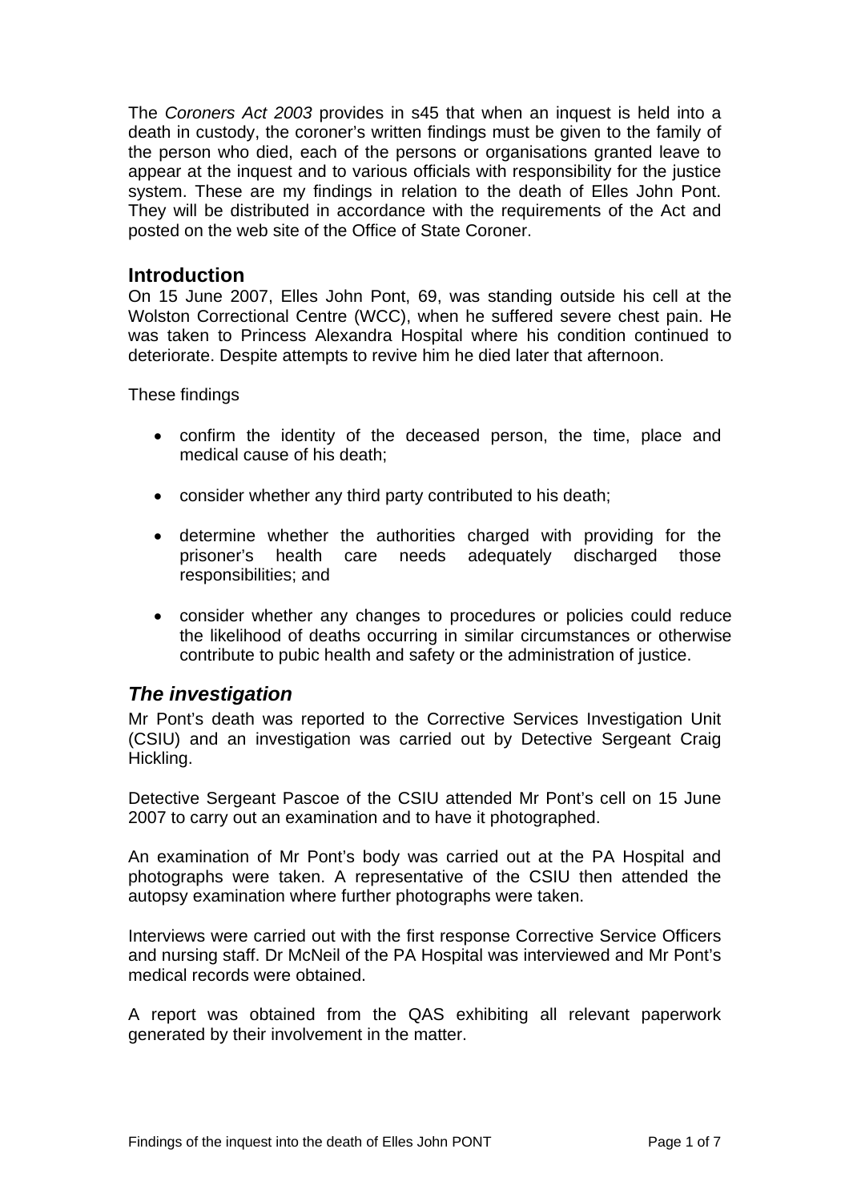The *Coroners Act 2003* provides in s45 that when an inquest is held into a death in custody, the coroner's written findings must be given to the family of the person who died, each of the persons or organisations granted leave to appear at the inquest and to various officials with responsibility for the justice system. These are my findings in relation to the death of Elles John Pont. They will be distributed in accordance with the requirements of the Act and posted on the web site of the Office of State Coroner.

## Introduction

On 15 June 2007, Elles John Pont, 69, was standing outside his cell at the Wolston Correctional Centre (WCC), when he suffered severe chest pain. He was taken to Princess Alexandra Hospital where his condition continued to deteriorate. Despite attempts to revive him he died later that afternoon.

These findings

- confirm the identity of the deceased person, the time, place and medical cause of his death;
- consider whether any third party contributed to his death;
- determine whether the authorities charged with providing for the prisoner's health care needs adequately discharged those responsibilities; and
- consider whether any changes to procedures or policies could reduce the likelihood of deaths occurring in similar circumstances or otherwise contribute to pubic health and safety or the administration of justice.

### *The investigation*

Mr Pont's death was reported to the Corrective Services Investigation Unit (CSIU) and an investigation was carried out by Detective Sergeant Craig Hickling.

Detective Sergeant Pascoe of the CSIU attended Mr Pont's cell on 15 June 2007 to carry out an examination and to have it photographed.

An examination of Mr Pont's body was carried out at the PA Hospital and photographs were taken. A representative of the CSIU then attended the autopsy examination where further photographs were taken.

Interviews were carried out with the first response Corrective Service Officers and nursing staff. Dr McNeil of the PA Hospital was interviewed and Mr Pont's medical records were obtained.

A report was obtained from the QAS exhibiting all relevant paperwork generated by their involvement in the matter.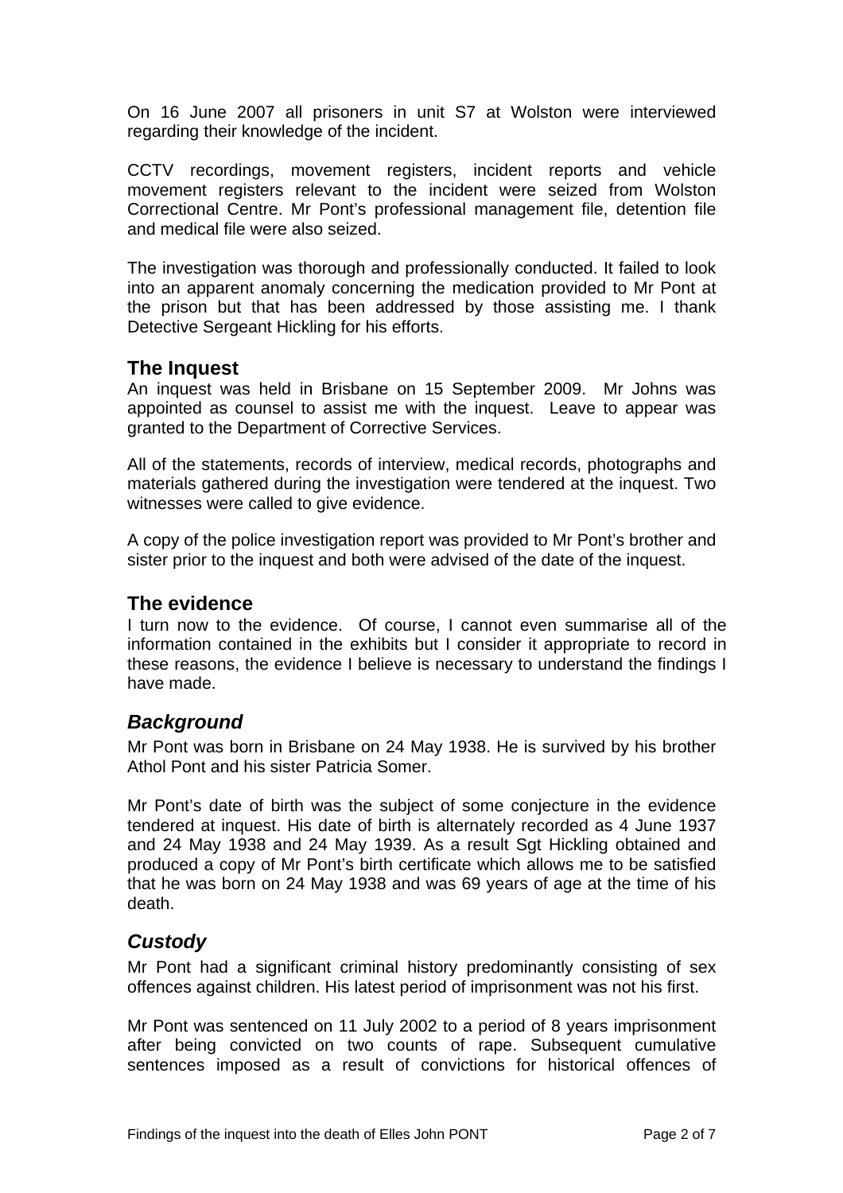On 16 June 2007 all prisoners in unit S7 at Wolston were interviewed regarding their knowledge of the incident.

CCTV recordings, movement registers, incident reports and vehicle movement registers relevant to the incident were seized from Wolston Correctional Centre. Mr Pont's professional management file, detention file and medical file were also seized.

The investigation was thorough and professionally conducted. It failed to look into an apparent anomaly concerning the medication provided to Mr Pont at the prison but that has been addressed by those assisting me. I thank Detective Sergeant Hickling for his efforts.

## The Inquest

An inquest was held in Brisbane on 15 September 2009. Mr Johns was appointed as counsel to assist me with the inquest. Leave to appear was granted to the Department of Corrective Services.

All of the statements, records of interview, medical records, photographs and materials gathered during the investigation were tendered at the inquest. Two witnesses were called to give evidence.

A copy of the police investigation report was provided to Mr Pont's brother and sister prior to the inquest and both were advised of the date of the inquest.

## The evidence

I turn now to the evidence. Of course, I cannot even summarise all of the information contained in the exhibits but I consider it appropriate to record in these reasons, the evidence I believe is necessary to understand the findings I have made.

### *Background*

Mr Pont was born in Brisbane on 24 May 1938. He is survived by his brother Athol Pont and his sister Patricia Somer.

Mr Pont's date of birth was the subject of some conjecture in the evidence tendered at inquest. His date of birth is alternately recorded as 4 June 1937 and 24 May 1938 and 24 May 1939. As a result Sgt Hickling obtained and produced a copy of Mr Pont's birth certificate which allows me to be satisfied that he was born on 24 May 1938 and was 69 years of age at the time of his death.

### *Custody*

Mr Pont had a significant criminal history predominantly consisting of sex offences against children. His latest period of imprisonment was not his first.

Mr Pont was sentenced on 11 July 2002 to a period of 8 years imprisonment after being convicted on two counts of rape. Subsequent cumulative sentences imposed as a result of convictions for historical offences of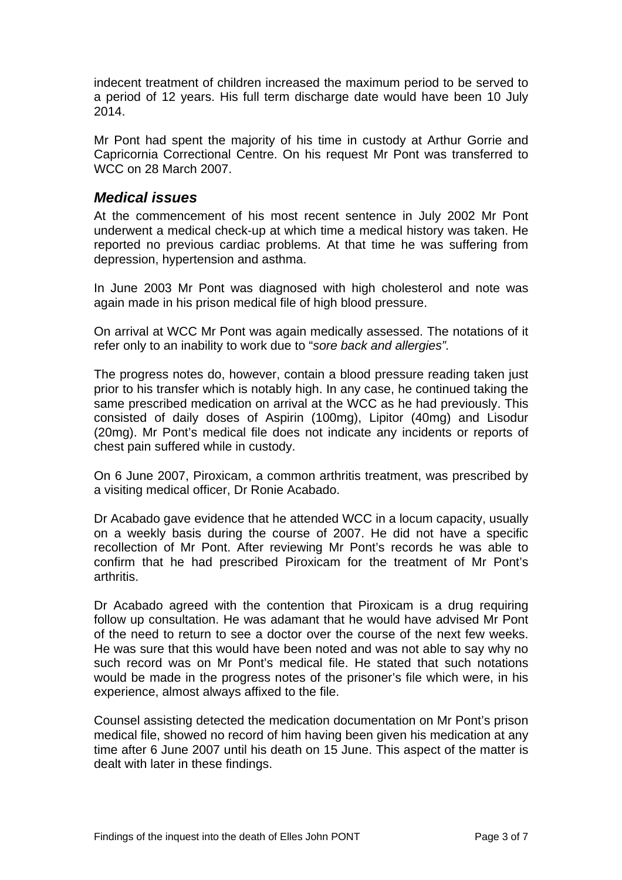indecent treatment of children increased the maximum period to be served to a period of 12 years. His full term discharge date would have been 10 July 2014.

Mr Pont had spent the majority of his time in custody at Arthur Gorrie and Capricornia Correctional Centre. On his request Mr Pont was transferred to WCC on 28 March 2007.

## *Medical issues*

At the commencement of his most recent sentence in July 2002 Mr Pont underwent a medical check-up at which time a medical history was taken. He reported no previous cardiac problems. At that time he was suffering from depression, hypertension and asthma.

In June 2003 Mr Pont was diagnosed with high cholesterol and note was again made in his prison medical file of high blood pressure.

On arrival at WCC Mr Pont was again medically assessed. The notations of it refer only to an inability to work due to "*sore back and allergies".*

The progress notes do, however, contain a blood pressure reading taken just prior to his transfer which is notably high. In any case, he continued taking the same prescribed medication on arrival at the WCC as he had previously. This consisted of daily doses of Aspirin (100mg), Lipitor (40mg) and Lisodur (20mg). Mr Pont's medical file does not indicate any incidents or reports of chest pain suffered while in custody.

On 6 June 2007, Piroxicam, a common arthritis treatment, was prescribed by a visiting medical officer, Dr Ronie Acabado.

Dr Acabado gave evidence that he attended WCC in a locum capacity, usually on a weekly basis during the course of 2007. He did not have a specific recollection of Mr Pont. After reviewing Mr Pont's records he was able to confirm that he had prescribed Piroxicam for the treatment of Mr Pont's arthritis.

Dr Acabado agreed with the contention that Piroxicam is a drug requiring follow up consultation. He was adamant that he would have advised Mr Pont of the need to return to see a doctor over the course of the next few weeks. He was sure that this would have been noted and was not able to say why no such record was on Mr Pont's medical file. He stated that such notations would be made in the progress notes of the prisoner's file which were, in his experience, almost always affixed to the file.

Counsel assisting detected the medication documentation on Mr Pont's prison medical file, showed no record of him having been given his medication at any time after 6 June 2007 until his death on 15 June. This aspect of the matter is dealt with later in these findings.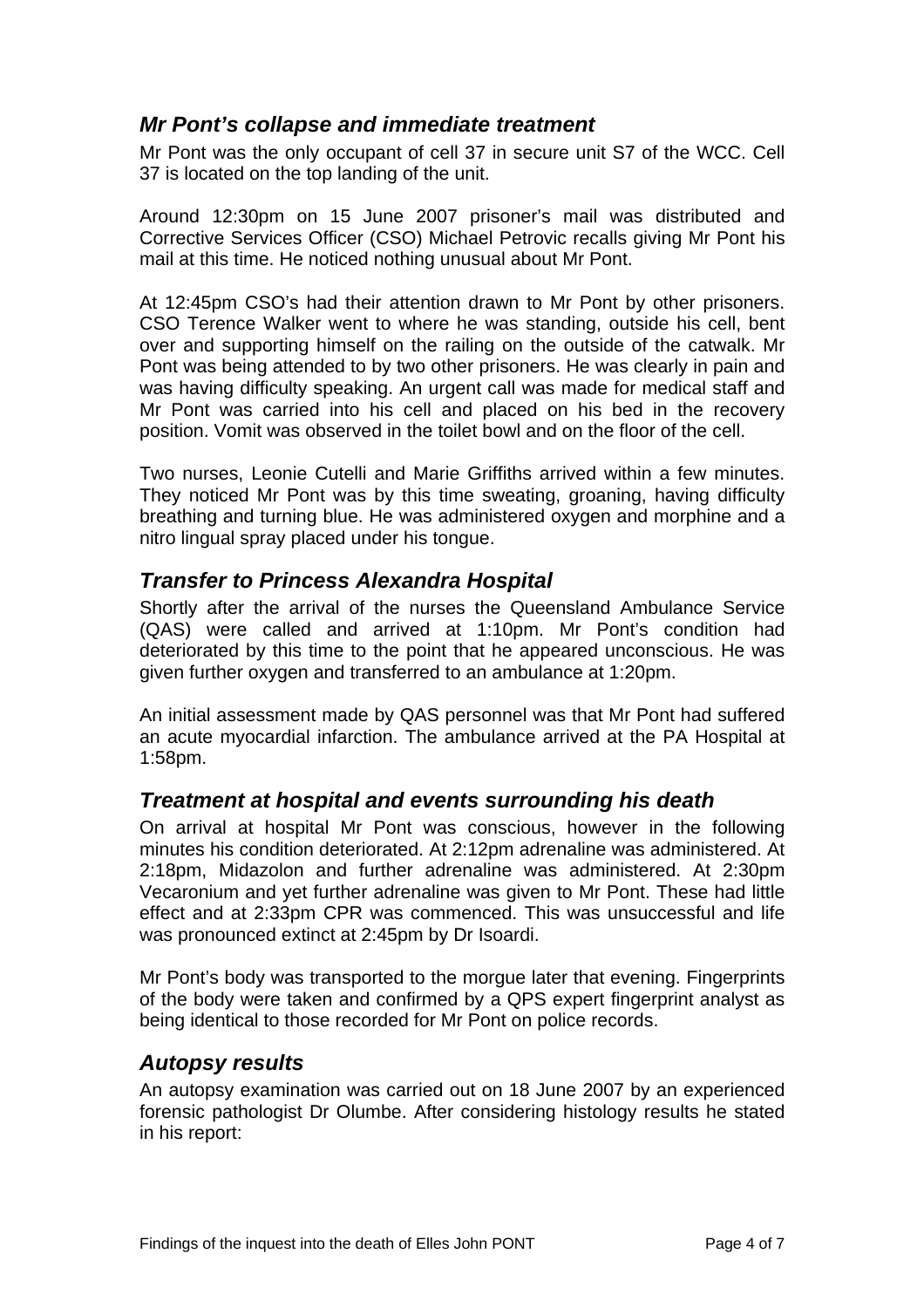## *Mr Pont's collapse and immediate treatment*

Mr Pont was the only occupant of cell 37 in secure unit S7 of the WCC. Cell 37 is located on the top landing of the unit.

Around 12:30pm on 15 June 2007 prisoner's mail was distributed and Corrective Services Officer (CSO) Michael Petrovic recalls giving Mr Pont his mail at this time. He noticed nothing unusual about Mr Pont.

At 12:45pm CSO's had their attention drawn to Mr Pont by other prisoners. CSO Terence Walker went to where he was standing, outside his cell, bent over and supporting himself on the railing on the outside of the catwalk. Mr Pont was being attended to by two other prisoners. He was clearly in pain and was having difficulty speaking. An urgent call was made for medical staff and Mr Pont was carried into his cell and placed on his bed in the recovery position. Vomit was observed in the toilet bowl and on the floor of the cell.

Two nurses, Leonie Cutelli and Marie Griffiths arrived within a few minutes. They noticed Mr Pont was by this time sweating, groaning, having difficulty breathing and turning blue. He was administered oxygen and morphine and a nitro lingual spray placed under his tongue.

## *Transfer to Princess Alexandra Hospital*

Shortly after the arrival of the nurses the Queensland Ambulance Service (QAS) were called and arrived at 1:10pm. Mr Pont's condition had deteriorated by this time to the point that he appeared unconscious. He was given further oxygen and transferred to an ambulance at 1:20pm.

An initial assessment made by QAS personnel was that Mr Pont had suffered an acute myocardial infarction. The ambulance arrived at the PA Hospital at 1:58pm.

## *Treatment at hospital and events surrounding his death*

On arrival at hospital Mr Pont was conscious, however in the following minutes his condition deteriorated. At 2:12pm adrenaline was administered. At 2:18pm, Midazolon and further adrenaline was administered. At 2:30pm Vecaronium and yet further adrenaline was given to Mr Pont. These had little effect and at 2:33pm CPR was commenced. This was unsuccessful and life was pronounced extinct at 2:45pm by Dr Isoardi.

Mr Pont's body was transported to the morgue later that evening. Fingerprints of the body were taken and confirmed by a QPS expert fingerprint analyst as being identical to those recorded for Mr Pont on police records.

## *Autopsy results*

An autopsy examination was carried out on 18 June 2007 by an experienced forensic pathologist Dr Olumbe. After considering histology results he stated in his report: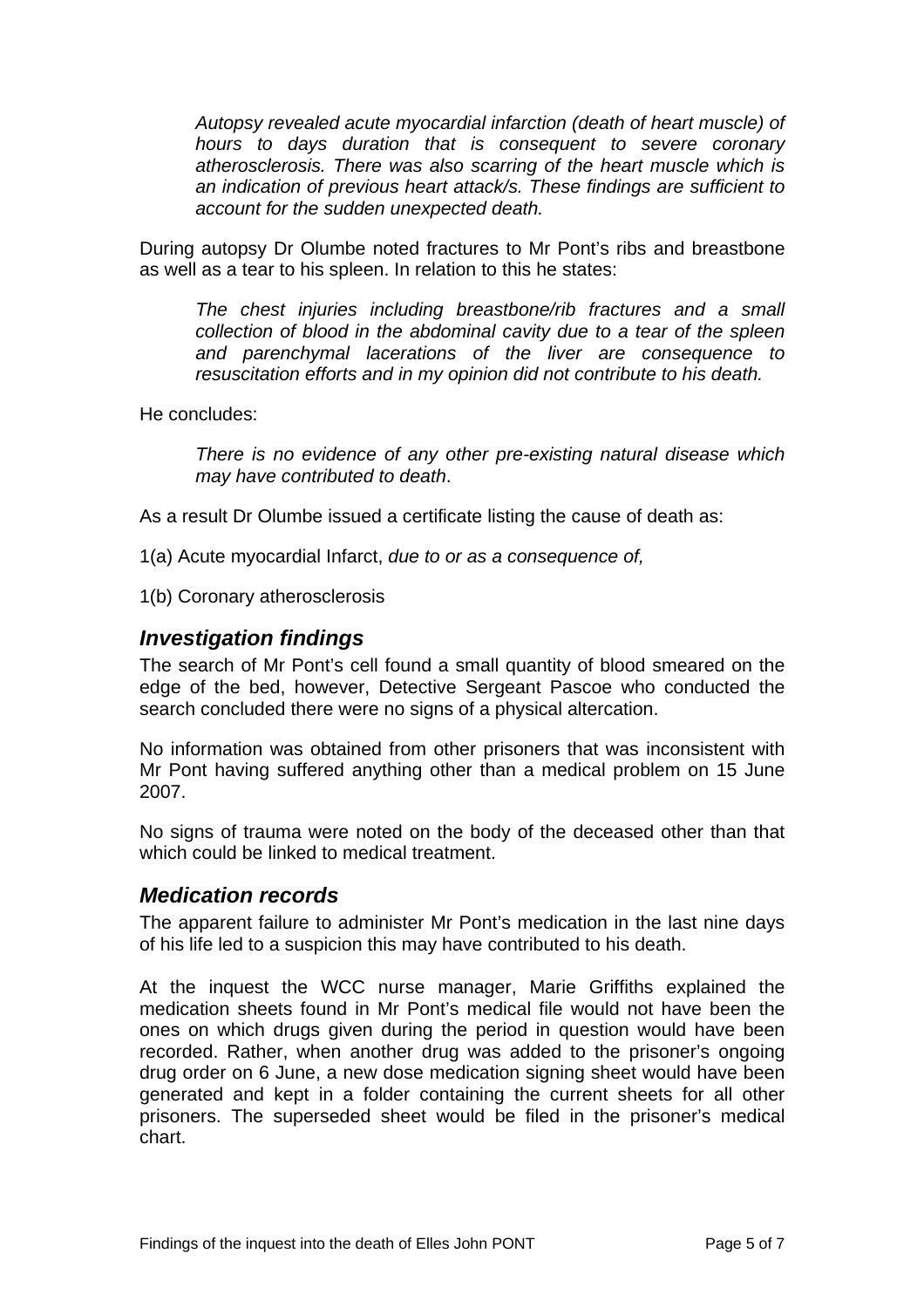*Autopsy revealed acute myocardial infarction (death of heart muscle) of hours to days duration that is consequent to severe coronary atherosclerosis. There was also scarring of the heart muscle which is an indication of previous heart attack/s. These findings are sufficient to account for the sudden unexpected death.*

During autopsy Dr Olumbe noted fractures to Mr Pont's ribs and breastbone as well as a tear to his spleen. In relation to this he states:

*The chest injuries including breastbone/rib fractures and a small collection of blood in the abdominal cavity due to a tear of the spleen and parenchymal lacerations of the liver are consequence to resuscitation efforts and in my opinion did not contribute to his death.*

He concludes:

*There is no evidence of any other pre-existing natural disease which may have contributed to death*.

As a result Dr Olumbe issued a certificate listing the cause of death as:

1(a) Acute myocardial Infarct, *due to or as a consequence of,*

1(b) Coronary atherosclerosis

## *Investigation findings*

The search of Mr Pont's cell found a small quantity of blood smeared on the edge of the bed, however, Detective Sergeant Pascoe who conducted the search concluded there were no signs of a physical altercation.

No information was obtained from other prisoners that was inconsistent with Mr Pont having suffered anything other than a medical problem on 15 June 2007.

No signs of trauma were noted on the body of the deceased other than that which could be linked to medical treatment.

## *Medication records*

The apparent failure to administer Mr Pont's medication in the last nine days of his life led to a suspicion this may have contributed to his death.

At the inquest the WCC nurse manager, Marie Griffiths explained the medication sheets found in Mr Pont's medical file would not have been the ones on which drugs given during the period in question would have been recorded. Rather, when another drug was added to the prisoner's ongoing drug order on 6 June, a new dose medication signing sheet would have been generated and kept in a folder containing the current sheets for all other prisoners. The superseded sheet would be filed in the prisoner's medical chart.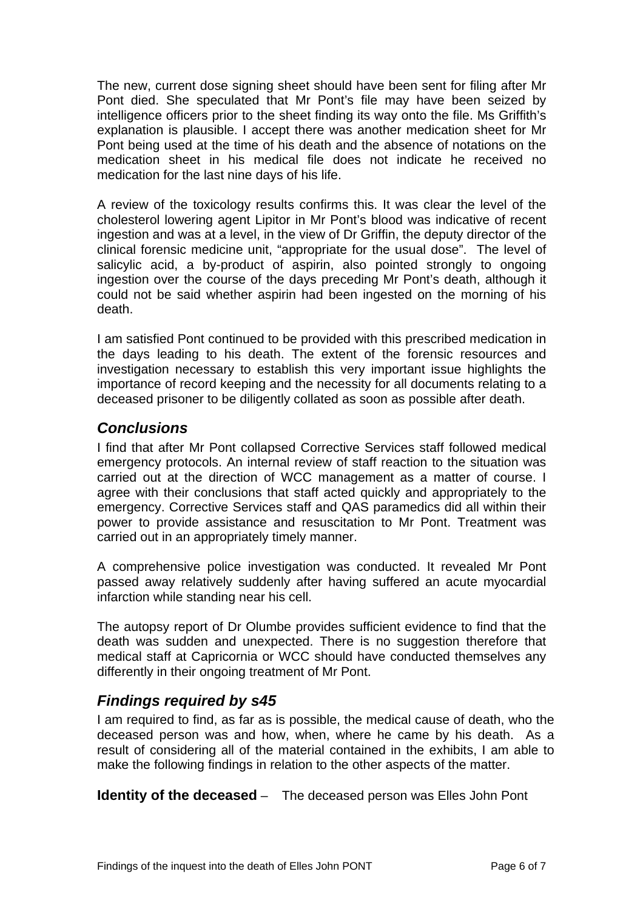The new, current dose signing sheet should have been sent for filing after Mr Pont died. She speculated that Mr Pont's file may have been seized by intelligence officers prior to the sheet finding its way onto the file. Ms Griffith's explanation is plausible. I accept there was another medication sheet for Mr Pont being used at the time of his death and the absence of notations on the medication sheet in his medical file does not indicate he received no medication for the last nine days of his life.

A review of the toxicology results confirms this. It was clear the level of the cholesterol lowering agent Lipitor in Mr Pont's blood was indicative of recent ingestion and was at a level, in the view of Dr Griffin, the deputy director of the clinical forensic medicine unit, "appropriate for the usual dose". The level of salicylic acid, a by-product of aspirin, also pointed strongly to ongoing ingestion over the course of the days preceding Mr Pont's death, although it could not be said whether aspirin had been ingested on the morning of his death.

I am satisfied Pont continued to be provided with this prescribed medication in the days leading to his death. The extent of the forensic resources and investigation necessary to establish this very important issue highlights the importance of record keeping and the necessity for all documents relating to a deceased prisoner to be diligently collated as soon as possible after death.

## *Conclusions*

I find that after Mr Pont collapsed Corrective Services staff followed medical emergency protocols. An internal review of staff reaction to the situation was carried out at the direction of WCC management as a matter of course. I agree with their conclusions that staff acted quickly and appropriately to the emergency. Corrective Services staff and QAS paramedics did all within their power to provide assistance and resuscitation to Mr Pont. Treatment was carried out in an appropriately timely manner.

A comprehensive police investigation was conducted. It revealed Mr Pont passed away relatively suddenly after having suffered an acute myocardial infarction while standing near his cell.

The autopsy report of Dr Olumbe provides sufficient evidence to find that the death was sudden and unexpected. There is no suggestion therefore that medical staff at Capricornia or WCC should have conducted themselves any differently in their ongoing treatment of Mr Pont.

## *Findings required by s45*

I am required to find, as far as is possible, the medical cause of death, who the deceased person was and how, when, where he came by his death. As a result of considering all of the material contained in the exhibits, I am able to make the following findings in relation to the other aspects of the matter.

**Identity of the deceased** – The deceased person was Elles John Pont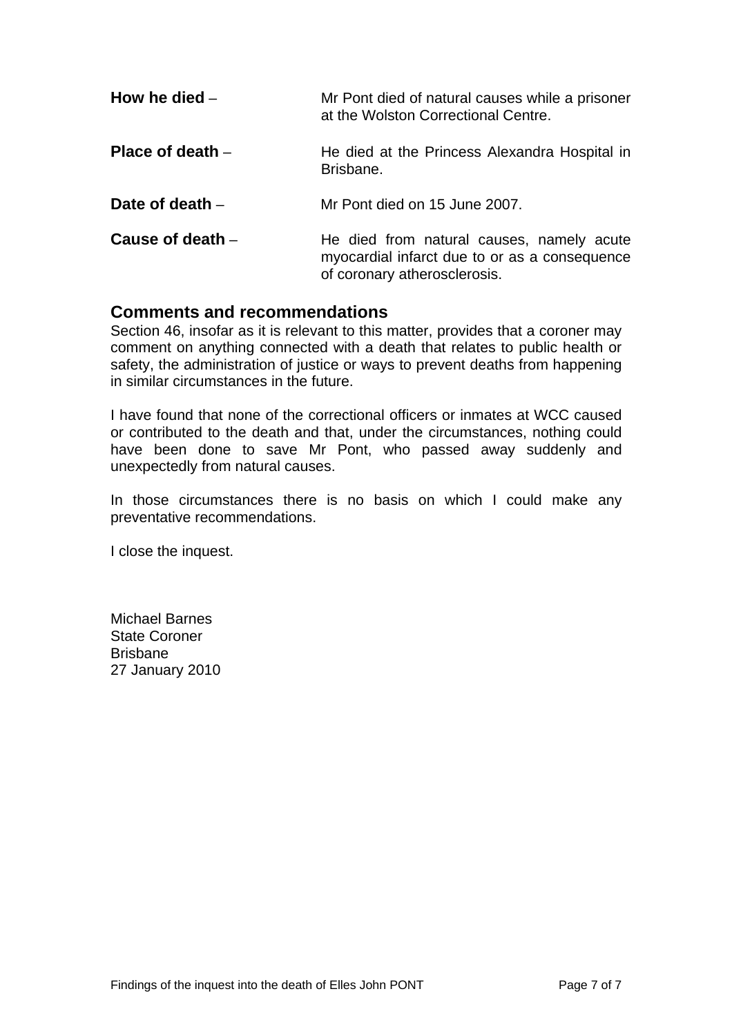**How he died** – Mr Pont died of natural causes while a prisoner at the Wolston Correctional Centre.

**Place of death** – He died at the Princess Alexandra Hospital in Brisbane.

**Date of death** – Mr Pont died on 15 June 2007.

**Cause of death** – He died from natural causes, namely acute myocardial infarct due to or as a consequence of coronary atherosclerosis.

## Comments and recommendations

Section 46, insofar as it is relevant to this matter, provides that a coroner may comment on anything connected with a death that relates to public health or safety, the administration of justice or ways to prevent deaths from happening in similar circumstances in the future.

I have found that none of the correctional officers or inmates at WCC caused or contributed to the death and that, under the circumstances, nothing could have been done to save Mr Pont, who passed away suddenly and unexpectedly from natural causes.

In those circumstances there is no basis on which I could make any preventative recommendations.

I close the inquest.

Michael Barnes
State Coroner
Brisbane
27 January 2010